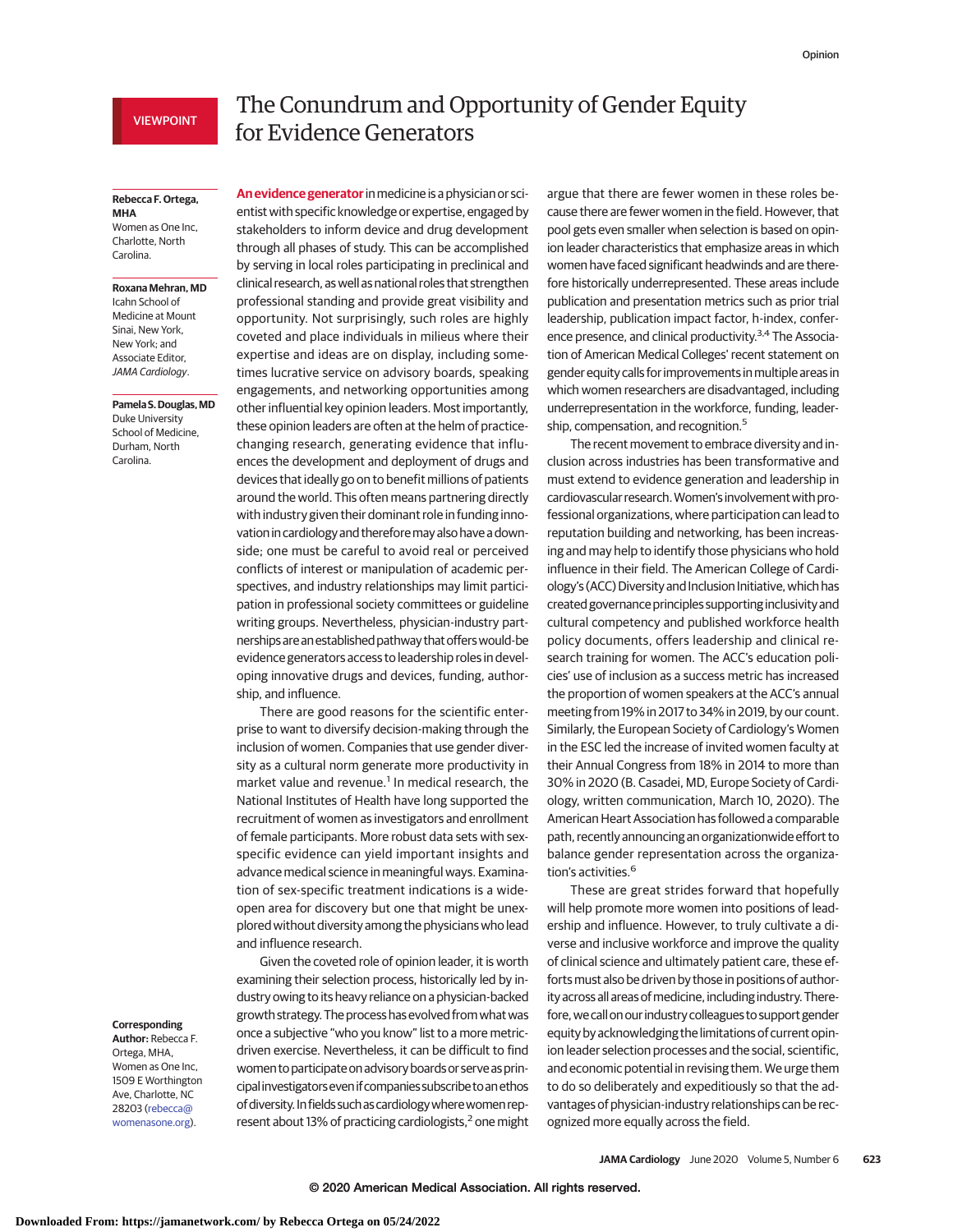VIEWPOINT

# The Conundrum and Opportunity of Gender Equity for Evidence Generators

**Rebecca F. Ortega, MHA**
Women as One Inc, Charlotte, North Carolina.

**Roxana Mehran, MD**
Icahn School of Medicine at Mount Sinai, New York, New York; and Associate Editor, *JAMA Cardiology*.

**Pamela S. Douglas, MD**
Duke University School of Medicine, Durham, North Carolina.

**Corresponding Author:** Rebecca F. Ortega, MHA, Women as One Inc, 1509 E Worthington Ave, Charlotte, NC 28203 (rebecca@womenasone.org).

**An evidence generator** in medicine is a physician or scientist with specific knowledge or expertise, engaged by stakeholders to inform device and drug development through all phases of study. This can be accomplished by serving in local roles participating in preclinical and clinical research, as well as national roles that strengthen professional standing and provide great visibility and opportunity. Not surprisingly, such roles are highly coveted and place individuals in milieus where their expertise and ideas are on display, including sometimes lucrative service on advisory boards, speaking engagements, and networking opportunities among other influential key opinion leaders. Most importantly, these opinion leaders are often at the helm of practice-changing research, generating evidence that influences the development and deployment of drugs and devices that ideally go on to benefit millions of patients around the world. This often means partnering directly with industry given their dominant role in funding innovation in cardiology and therefore may also have a downside; one must be careful to avoid real or perceived conflicts of interest or manipulation of academic perspectives, and industry relationships may limit participation in professional society committees or guideline writing groups. Nevertheless, physician-industry partnerships are an established pathway that offers would-be evidence generators access to leadership roles in developing innovative drugs and devices, funding, authorship, and influence.

There are good reasons for the scientific enterprise to want to diversify decision-making through the inclusion of women. Companies that use gender diversity as a cultural norm generate more productivity in market value and revenue.[1] In medical research, the National Institutes of Health have long supported the recruitment of women as investigators and enrollment of female participants. More robust data sets with sex-specific evidence can yield important insights and advance medical science in meaningful ways. Examination of sex-specific treatment indications is a wide-open area for discovery but one that might be unexplored without diversity among the physicians who lead and influence research.

Given the coveted role of opinion leader, it is worth examining their selection process, historically led by industry owing to its heavy reliance on a physician-backed growth strategy. The process has evolved from what was once a subjective "who you know" list to a more metric-driven exercise. Nevertheless, it can be difficult to find women to participate on advisory boards or serve as principal investigators even if companies subscribe to an ethos of diversity. In fields such as cardiology where women represent about 13% of practicing cardiologists,[2] one might argue that there are fewer women in these roles because there are fewer women in the field. However, that pool gets even smaller when selection is based on opinion leader characteristics that emphasize areas in which women have faced significant headwinds and are therefore historically underrepresented. These areas include publication and presentation metrics such as prior trial leadership, publication impact factor, h-index, conference presence, and clinical productivity.[3,4] The Association of American Medical Colleges' recent statement on gender equity calls for improvements in multiple areas in which women researchers are disadvantaged, including underrepresentation in the workforce, funding, leadership, compensation, and recognition.[5]

The recent movement to embrace diversity and inclusion across industries has been transformative and must extend to evidence generation and leadership in cardiovascular research. Women's involvement with professional organizations, where participation can lead to reputation building and networking, has been increasing and may help to identify those physicians who hold influence in their field. The American College of Cardiology's (ACC) Diversity and Inclusion Initiative, which has created governance principles supporting inclusivity and cultural competency and published workforce health policy documents, offers leadership and clinical research training for women. The ACC's education policies' use of inclusion as a success metric has increased the proportion of women speakers at the ACC's annual meeting from 19% in 2017 to 34% in 2019, by our count. Similarly, the European Society of Cardiology's Women in the ESC led the increase of invited women faculty at their Annual Congress from 18% in 2014 to more than 30% in 2020 (B. Casadei, MD, Europe Society of Cardiology, written communication, March 10, 2020). The American Heart Association has followed a comparable path, recently announcing an organizationwide effort to balance gender representation across the organization's activities.[6]

These are great strides forward that hopefully will help promote more women into positions of leadership and influence. However, to truly cultivate a diverse and inclusive workforce and improve the quality of clinical science and ultimately patient care, these efforts must also be driven by those in positions of authority across all areas of medicine, including industry. Therefore, we call on our industry colleagues to support gender equity by acknowledging the limitations of current opinion leader selection processes and the social, scientific, and economic potential in revising them. We urge them to do so deliberately and expeditiously so that the advantages of physician-industry relationships can be recognized more equally across the field.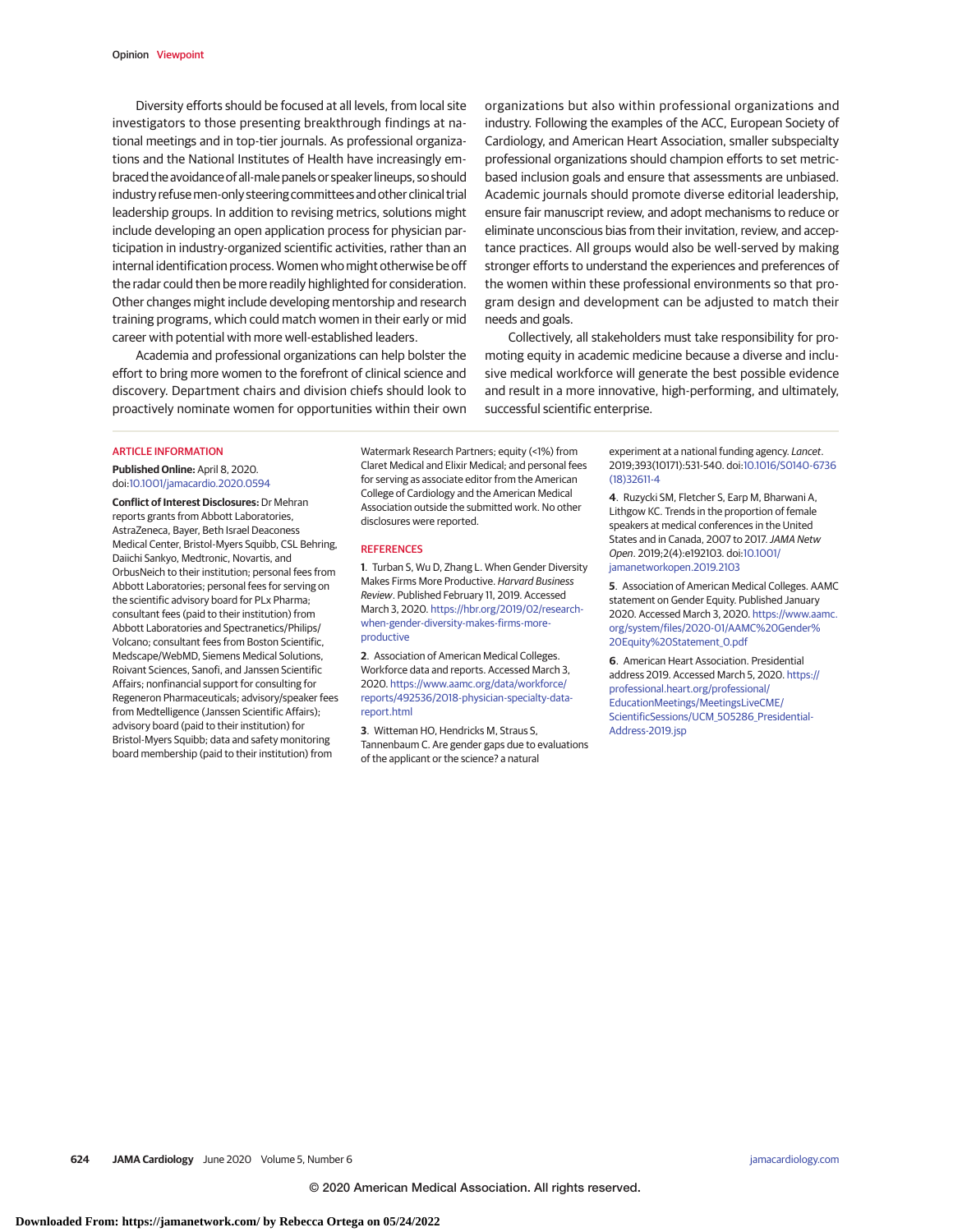Diversity efforts should be focused at all levels, from local site investigators to those presenting breakthrough findings at national meetings and in top-tier journals. As professional organizations and the National Institutes of Health have increasingly embraced the avoidance of all-male panels or speaker lineups, so should industry refuse men-only steering committees and other clinical trial leadership groups. In addition to revising metrics, solutions might include developing an open application process for physician participation in industry-organized scientific activities, rather than an internal identification process. Women who might otherwise be off the radar could then be more readily highlighted for consideration. Other changes might include developing mentorship and research training programs, which could match women in their early or mid career with potential with more well-established leaders.

Academia and professional organizations can help bolster the effort to bring more women to the forefront of clinical science and discovery. Department chairs and division chiefs should look to proactively nominate women for opportunities within their own organizations but also within professional organizations and industry. Following the examples of the ACC, European Society of Cardiology, and American Heart Association, smaller subspecialty professional organizations should champion efforts to set metric-based inclusion goals and ensure that assessments are unbiased. Academic journals should promote diverse editorial leadership, ensure fair manuscript review, and adopt mechanisms to reduce or eliminate unconscious bias from their invitation, review, and acceptance practices. All groups would also be well-served by making stronger efforts to understand the experiences and preferences of the women within these professional environments so that program design and development can be adjusted to match their needs and goals.

Collectively, all stakeholders must take responsibility for promoting equity in academic medicine because a diverse and inclusive medical workforce will generate the best possible evidence and result in a more innovative, high-performing, and ultimately, successful scientific enterprise.

## ARTICLE INFORMATION

**Published Online:** April 8, 2020. doi:10.1001/jamacardio.2020.0594

**Conflict of Interest Disclosures:** Dr Mehran reports grants from Abbott Laboratories, AstraZeneca, Bayer, Beth Israel Deaconess Medical Center, Bristol-Myers Squibb, CSL Behring, Daiichi Sankyo, Medtronic, Novartis, and OrbusNeich to their institution; personal fees from Abbott Laboratories; personal fees for serving on the scientific advisory board for PLx Pharma; consultant fees (paid to their institution) from Abbott Laboratories and Spectranetics/Philips/Volcano; consultant fees from Boston Scientific, Medscape/WebMD, Siemens Medical Solutions, Roivant Sciences, Sanofi, and Janssen Scientific Affairs; nonfinancial support for consulting for Regeneron Pharmaceuticals; advisory/speaker fees from Medtelligence (Janssen Scientific Affairs); advisory board (paid to their institution) for Bristol-Myers Squibb; data and safety monitoring board membership (paid to their institution) from Watermark Research Partners; equity (<1%) from Claret Medical and Elixir Medical; and personal fees for serving as associate editor from the American College of Cardiology and the American Medical Association outside the submitted work. No other disclosures were reported.

## REFERENCES

1. Turban S, Wu D, Zhang L. When Gender Diversity Makes Firms More Productive. *Harvard Business Review*. Published February 11, 2019. Accessed March 3, 2020. https://hbr.org/2019/02/research-when-gender-diversity-makes-firms-more-productive

2. Association of American Medical Colleges. Workforce data and reports. Accessed March 3, 2020. https://www.aamc.org/data/workforce/reports/492536/2018-physician-specialty-data-report.html

3. Witteman HO, Hendricks M, Straus S, Tannenbaum C. Are gender gaps due to evaluations of the applicant or the science? a natural experiment at a national funding agency. *Lancet*. 2019;393(10171):531-540. doi:10.1016/S0140-6736(18)32611-4

4. Ruzycki SM, Fletcher S, Earp M, Bharwani A, Lithgow KC. Trends in the proportion of female speakers at medical conferences in the United States and in Canada, 2007 to 2017. *JAMA Netw Open*. 2019;2(4):e192103. doi:10.1001/jamanetworkopen.2019.2103

5. Association of American Medical Colleges. AAMC statement on Gender Equity. Published January 2020. Accessed March 3, 2020. https://www.aamc.org/system/files/2020-01/AAMC%20Gender%20Equity%20Statement_0.pdf

6. American Heart Association. Presidential address 2019. Accessed March 5, 2020. https://professional.heart.org/professional/EducationMeetings/MeetingsLiveCME/ScientificSessions/UCM_505286_Presidential-Address-2019.jsp